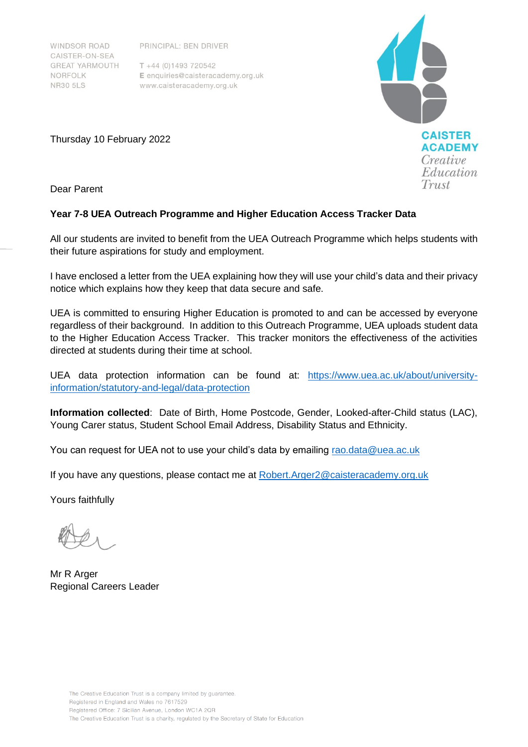WINDSOR ROAD
CAISTER-ON-SEA
GREAT YARMOUTH
NORFOLK
NR30 5LS

PRINCIPAL: BEN DRIVER

T +44 (0)1493 720542
E enquiries@caisteracademy.org.uk
www.caisteracademy.org.uk

CAISTER ACADEMY
*Creative Education Trust*

Thursday 10 February 2022

Dear Parent

**Year 7-8 UEA Outreach Programme and Higher Education Access Tracker Data**

All our students are invited to benefit from the UEA Outreach Programme which helps students with their future aspirations for study and employment.

I have enclosed a letter from the UEA explaining how they will use your child's data and their privacy notice which explains how they keep that data secure and safe.

UEA is committed to ensuring Higher Education is promoted to and can be accessed by everyone regardless of their background. In addition to this Outreach Programme, UEA uploads student data to the Higher Education Access Tracker. This tracker monitors the effectiveness of the activities directed at students during their time at school.

UEA data protection information can be found at: [https://www.uea.ac.uk/about/university-information/statutory-and-legal/data-protection](https://www.uea.ac.uk/about/university-information/statutory-and-legal/data-protection)

**Information collected**: Date of Birth, Home Postcode, Gender, Looked-after-Child status (LAC), Young Carer status, Student School Email Address, Disability Status and Ethnicity.

You can request for UEA not to use your child's data by emailing [rao.data@uea.ac.uk](mailto:rao.data@uea.ac.uk)

If you have any questions, please contact me at [Robert.Arger2@caisteracademy.org.uk](mailto:Robert.Arger2@caisteracademy.org.uk)

Yours faithfully

Mr R Arger
Regional Careers Leader

The Creative Education Trust is a company limited by guarantee.
Registered in England and Wales no 7617529
Registered Office: 7 Sicilian Avenue, London WC1A 2QR
The Creative Education Trust is a charity, regulated by the Secretary of State for Education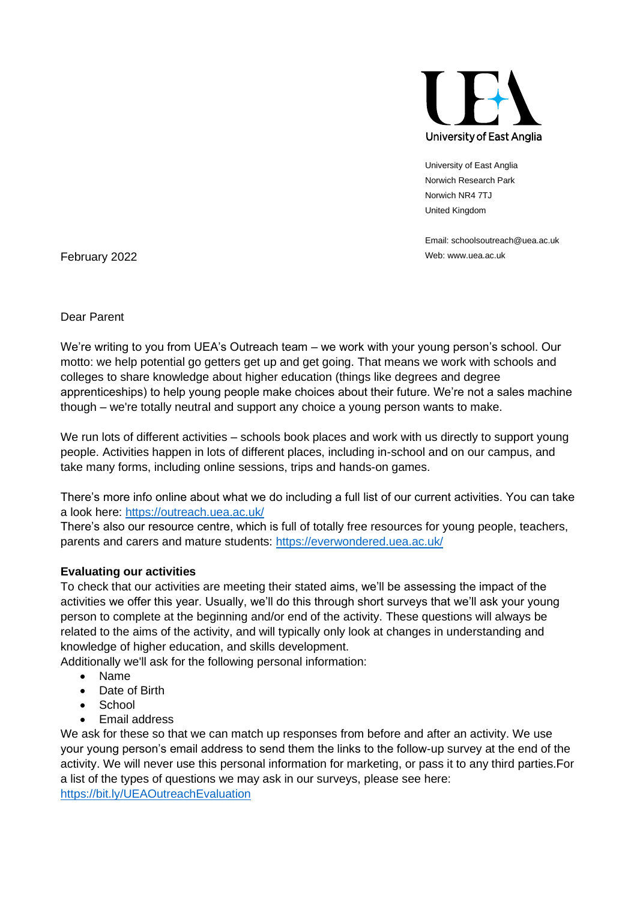University of East Anglia
Norwich Research Park
Norwich NR4 7TJ
United Kingdom

Email: schoolsoutreach@uea.ac.uk
Web: www.uea.ac.uk

February 2022

Dear Parent

We're writing to you from UEA's Outreach team – we work with your young person's school. Our motto: we help potential go getters get up and get going. That means we work with schools and colleges to share knowledge about higher education (things like degrees and degree apprenticeships) to help young people make choices about their future. We're not a sales machine though – we're totally neutral and support any choice a young person wants to make.

We run lots of different activities – schools book places and work with us directly to support young people. Activities happen in lots of different places, including in-school and on our campus, and take many forms, including online sessions, trips and hands-on games.

There's more info online about what we do including a full list of our current activities. You can take a look here: https://outreach.uea.ac.uk/
There's also our resource centre, which is full of totally free resources for young people, teachers, parents and carers and mature students: https://everwondered.uea.ac.uk/

**Evaluating our activities**

To check that our activities are meeting their stated aims, we'll be assessing the impact of the activities we offer this year. Usually, we'll do this through short surveys that we'll ask your young person to complete at the beginning and/or end of the activity. These questions will always be related to the aims of the activity, and will typically only look at changes in understanding and knowledge of higher education, and skills development.
Additionally we'll ask for the following personal information:

- Name
- Date of Birth
- School
- Email address

We ask for these so that we can match up responses from before and after an activity. We use your young person's email address to send them the links to the follow-up survey at the end of the activity. We will never use this personal information for marketing, or pass it to any third parties.For a list of the types of questions we may ask in our surveys, please see here: https://bit.ly/UEAOutreachEvaluation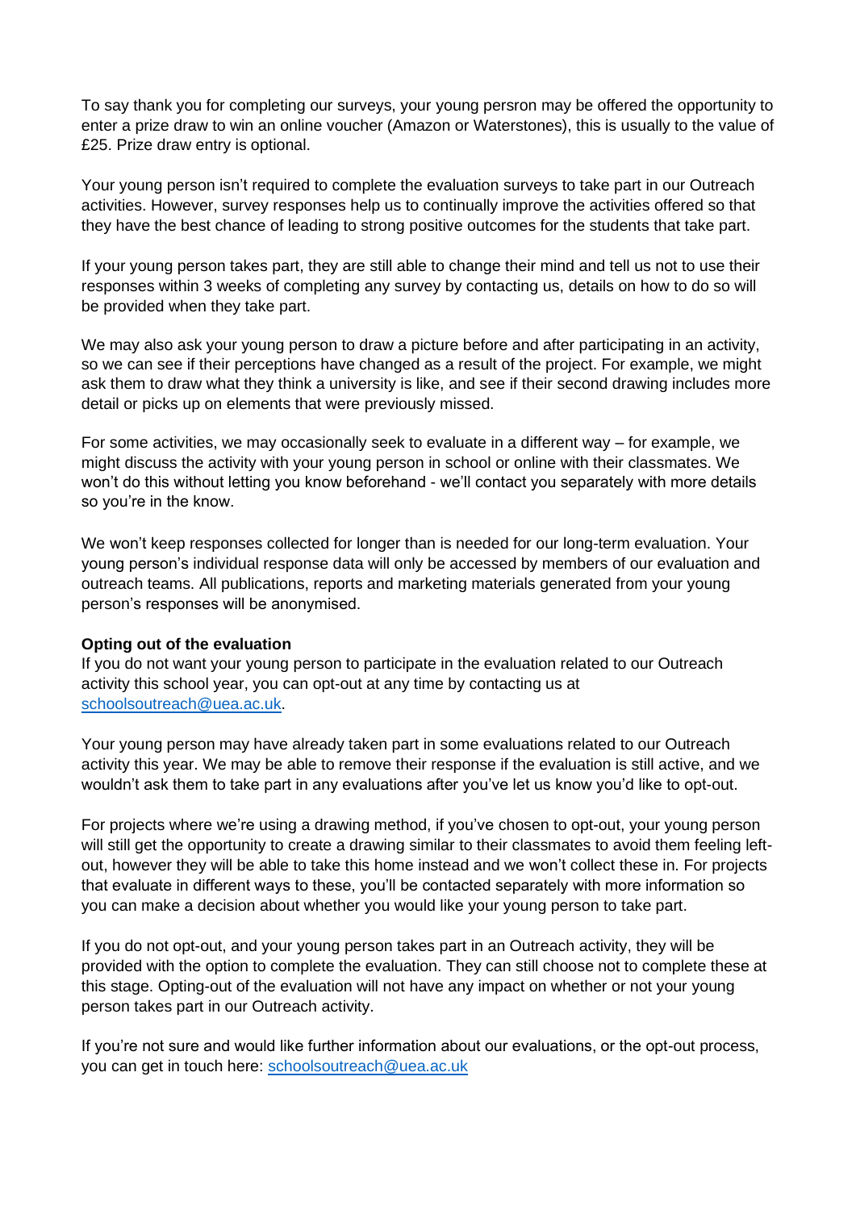To say thank you for completing our surveys, your young persron may be offered the opportunity to enter a prize draw to win an online voucher (Amazon or Waterstones), this is usually to the value of £25. Prize draw entry is optional.

Your young person isn't required to complete the evaluation surveys to take part in our Outreach activities. However, survey responses help us to continually improve the activities offered so that they have the best chance of leading to strong positive outcomes for the students that take part.

If your young person takes part, they are still able to change their mind and tell us not to use their responses within 3 weeks of completing any survey by contacting us, details on how to do so will be provided when they take part.

We may also ask your young person to draw a picture before and after participating in an activity, so we can see if their perceptions have changed as a result of the project. For example, we might ask them to draw what they think a university is like, and see if their second drawing includes more detail or picks up on elements that were previously missed.

For some activities, we may occasionally seek to evaluate in a different way – for example, we might discuss the activity with your young person in school or online with their classmates. We won't do this without letting you know beforehand - we'll contact you separately with more details so you're in the know.

We won't keep responses collected for longer than is needed for our long-term evaluation. Your young person's individual response data will only be accessed by members of our evaluation and outreach teams. All publications, reports and marketing materials generated from your young person's responses will be anonymised.

**Opting out of the evaluation**

If you do not want your young person to participate in the evaluation related to our Outreach activity this school year, you can opt-out at any time by contacting us at [schoolsoutreach@uea.ac.uk](mailto:schoolsoutreach@uea.ac.uk).

Your young person may have already taken part in some evaluations related to our Outreach activity this year. We may be able to remove their response if the evaluation is still active, and we wouldn't ask them to take part in any evaluations after you've let us know you'd like to opt-out.

For projects where we're using a drawing method, if you've chosen to opt-out, your young person will still get the opportunity to create a drawing similar to their classmates to avoid them feeling left-out, however they will be able to take this home instead and we won't collect these in. For projects that evaluate in different ways to these, you'll be contacted separately with more information so you can make a decision about whether you would like your young person to take part.

If you do not opt-out, and your young person takes part in an Outreach activity, they will be provided with the option to complete the evaluation. They can still choose not to complete these at this stage. Opting-out of the evaluation will not have any impact on whether or not your young person takes part in our Outreach activity.

If you're not sure and would like further information about our evaluations, or the opt-out process, you can get in touch here: [schoolsoutreach@uea.ac.uk](mailto:schoolsoutreach@uea.ac.uk)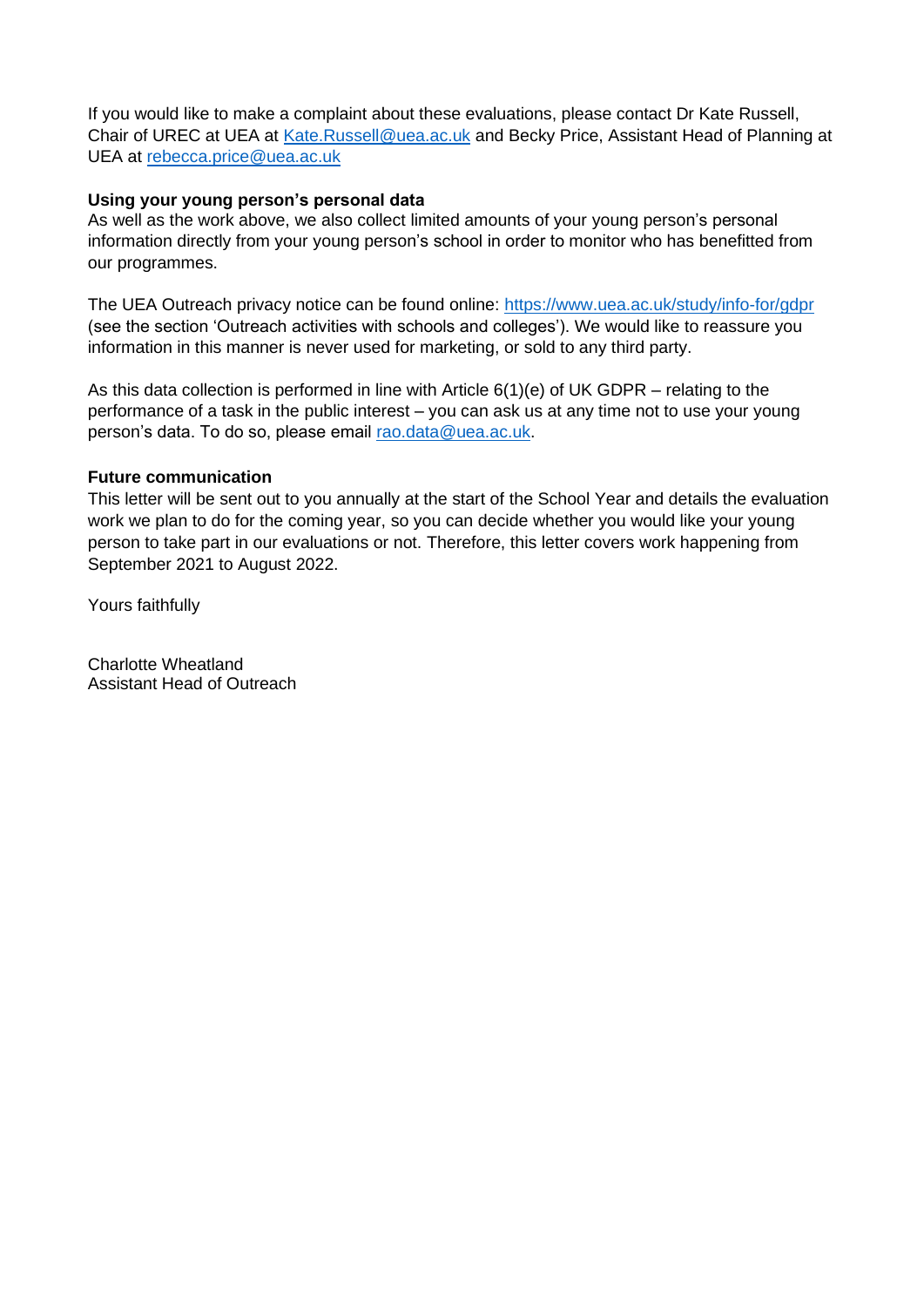If you would like to make a complaint about these evaluations, please contact Dr Kate Russell, Chair of UREC at UEA at Kate.Russell@uea.ac.uk and Becky Price, Assistant Head of Planning at UEA at rebecca.price@uea.ac.uk

**Using your young person's personal data**
As well as the work above, we also collect limited amounts of your young person's personal information directly from your young person's school in order to monitor who has benefitted from our programmes.

The UEA Outreach privacy notice can be found online: https://www.uea.ac.uk/study/info-for/gdpr (see the section 'Outreach activities with schools and colleges'). We would like to reassure you information in this manner is never used for marketing, or sold to any third party.

As this data collection is performed in line with Article 6(1)(e) of UK GDPR – relating to the performance of a task in the public interest – you can ask us at any time not to use your young person's data. To do so, please email rao.data@uea.ac.uk.

**Future communication**
This letter will be sent out to you annually at the start of the School Year and details the evaluation work we plan to do for the coming year, so you can decide whether you would like your young person to take part in our evaluations or not. Therefore, this letter covers work happening from September 2021 to August 2022.

Yours faithfully

Charlotte Wheatland
Assistant Head of Outreach